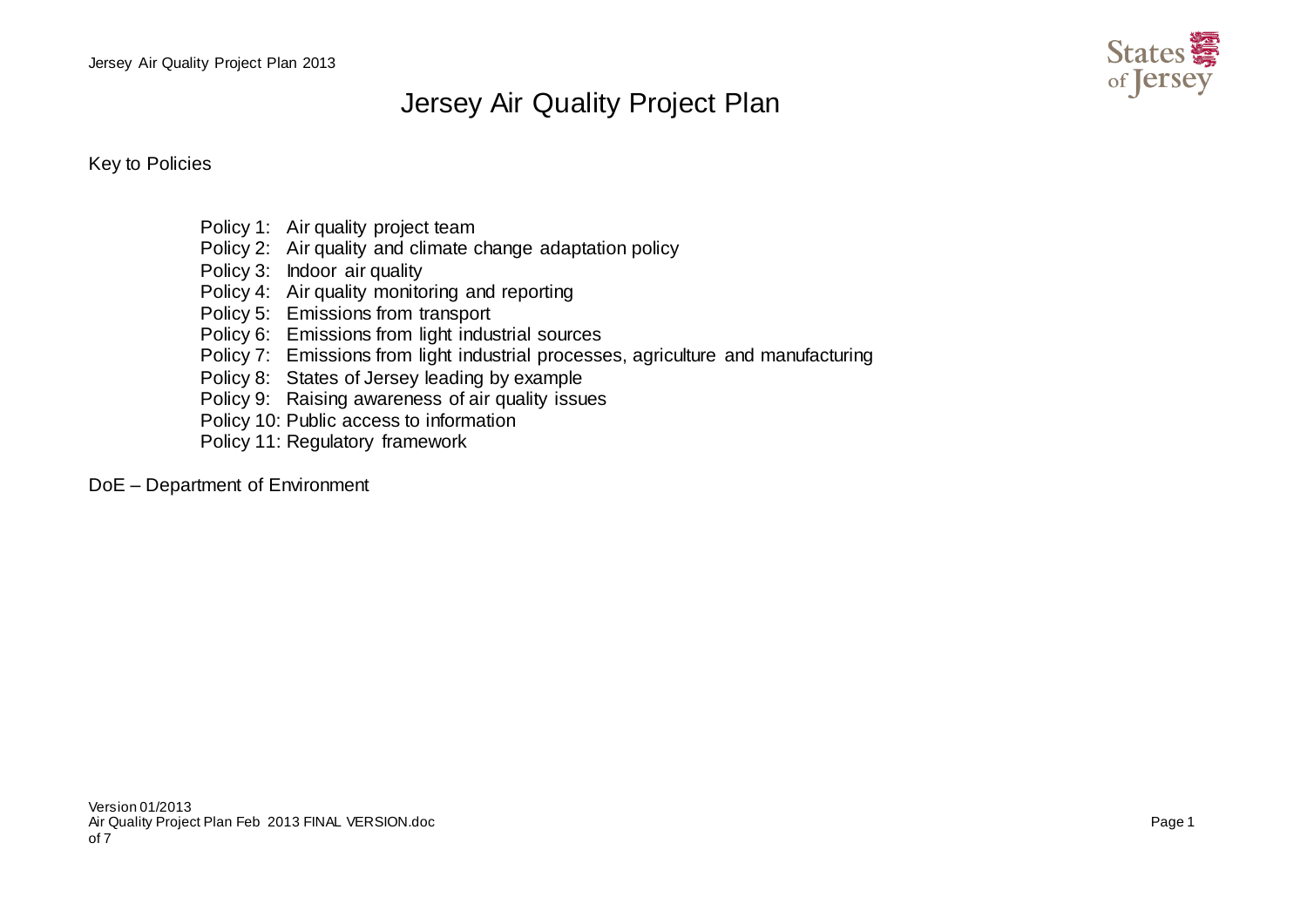# Jersey Air Quality Project Plan

Key to Policies

- Policy 1: Air quality project team
- Policy 2: Air quality and climate change adaptation policy
- Policy 3: Indoor air quality
- Policy 4: Air quality monitoring and reporting
- Policy 5: Emissions from transport
- Policy 6: Emissions from light industrial sources
- Policy 7: Emissions from light industrial processes, agriculture and manufacturing
- Policy 8: States of Jersey leading by example
- Policy 9: Raising awareness of air quality issues
- Policy 10: Public access to information
- Policy 11: Regulatory framework

DoE – Department of Environment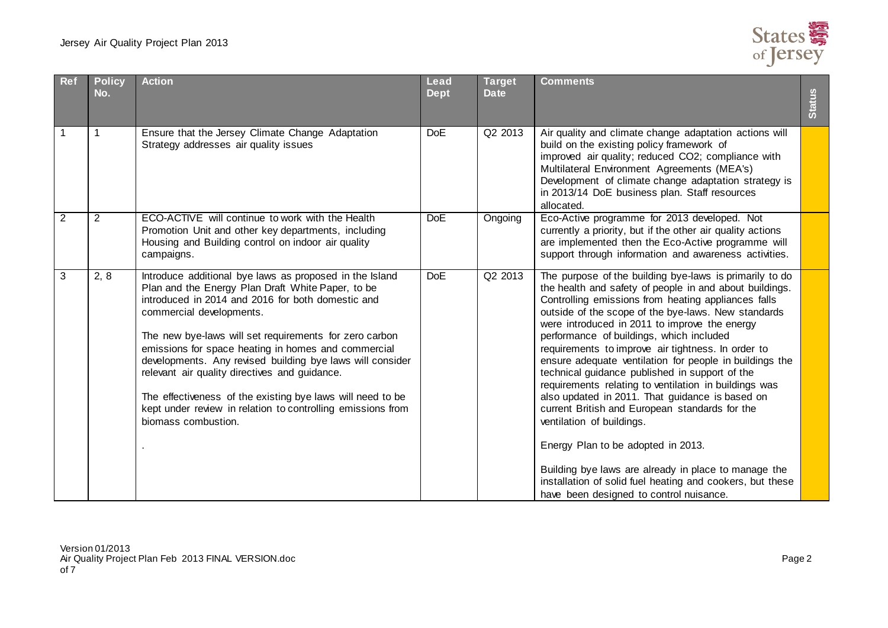| Ref | Policy No. | Action | Lead Dept | Target Date | Comments | Status |
|---|---|---|---|---|---|---|
| 1 | 1 | Ensure that the Jersey Climate Change Adaptation Strategy addresses air quality issues | DoE | Q2 2013 | Air quality and climate change adaptation actions will build on the existing policy framework of improved air quality; reduced CO2; compliance with Multilateral Environment Agreements (MEA's) Development of climate change adaptation strategy is in 2013/14 DoE business plan. Staff resources allocated. | |
| 2 | 2 | ECO-ACTIVE will continue to work with the Health Promotion Unit and other key departments, including Housing and Building control on indoor air quality campaigns. | DoE | Ongoing | Eco-Active programme for 2013 developed. Not currently a priority, but if the other air quality actions are implemented then the Eco-Active programme will support through information and awareness activities. | |
| 3 | 2, 8 | Introduce additional bye laws as proposed in the Island Plan and the Energy Plan Draft White Paper, to be introduced in 2014 and 2016 for both domestic and commercial developments.<br><br>The new bye-laws will set requirements for zero carbon emissions for space heating in homes and commercial developments. Any revised building bye laws will consider relevant air quality directives and guidance.<br><br>The effectiveness of the existing bye laws will need to be kept under review in relation to controlling emissions from biomass combustion.<br><br>. | DoE | Q2 2013 | The purpose of the building bye-laws is primarily to do the health and safety of people in and about buildings. Controlling emissions from heating appliances falls outside of the scope of the bye-laws. New standards were introduced in 2011 to improve the energy performance of buildings, which included requirements to improve air tightness. In order to ensure adequate ventilation for people in buildings the technical guidance published in support of the requirements relating to ventilation in buildings was also updated in 2011. That guidance is based on current British and European standards for the ventilation of buildings.<br><br>Energy Plan to be adopted in 2013.<br><br>Building bye laws are already in place to manage the installation of solid fuel heating and cookers, but these have been designed to control nuisance. | |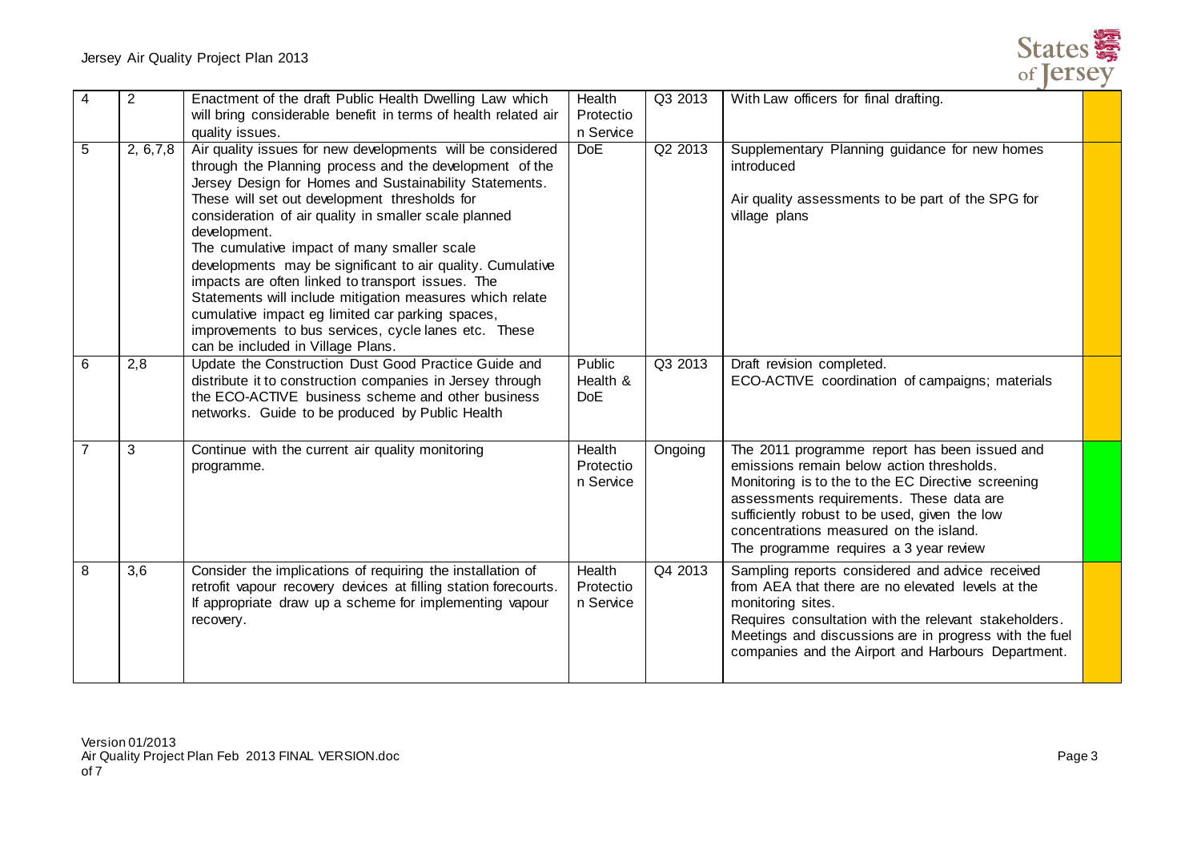| 4 | 2 | Enactment of the draft Public Health Dwelling Law which will bring considerable benefit in terms of health related air quality issues. | Health Protection Service | Q3 2013 | With Law officers for final drafting. | |
|---|---|---|---|---|---|---|
| 5 | 2, 6,7,8 | Air quality issues for new developments will be considered through the Planning process and the development of the Jersey Design for Homes and Sustainability Statements. These will set out development thresholds for consideration of air quality in smaller scale planned development. The cumulative impact of many smaller scale developments may be significant to air quality. Cumulative impacts are often linked to transport issues. The Statements will include mitigation measures which relate cumulative impact eg limited car parking spaces, improvements to bus services, cycle lanes etc. These can be included in Village Plans. | DoE | Q2 2013 | Supplementary Planning guidance for new homes introduced<br><br>Air quality assessments to be part of the SPG for village plans | |
| 6 | 2,8 | Update the Construction Dust Good Practice Guide and distribute it to construction companies in Jersey through the ECO-ACTIVE business scheme and other business networks. Guide to be produced by Public Health | Public Health & DoE | Q3 2013 | Draft revision completed.<br>ECO-ACTIVE coordination of campaigns; materials | |
| 7 | 3 | Continue with the current air quality monitoring programme. | Health Protection Service | Ongoing | The 2011 programme report has been issued and emissions remain below action thresholds.<br>Monitoring is to the to the EC Directive screening assessments requirements. These data are sufficiently robust to be used, given the low concentrations measured on the island.<br>The programme requires a 3 year review | |
| 8 | 3,6 | Consider the implications of requiring the installation of retrofit vapour recovery devices at filling station forecourts. If appropriate draw up a scheme for implementing vapour recovery. | Health Protection Service | Q4 2013 | Sampling reports considered and advice received from AEA that there are no elevated levels at the monitoring sites.<br>Requires consultation with the relevant stakeholders.<br>Meetings and discussions are in progress with the fuel companies and the Airport and Harbours Department. | |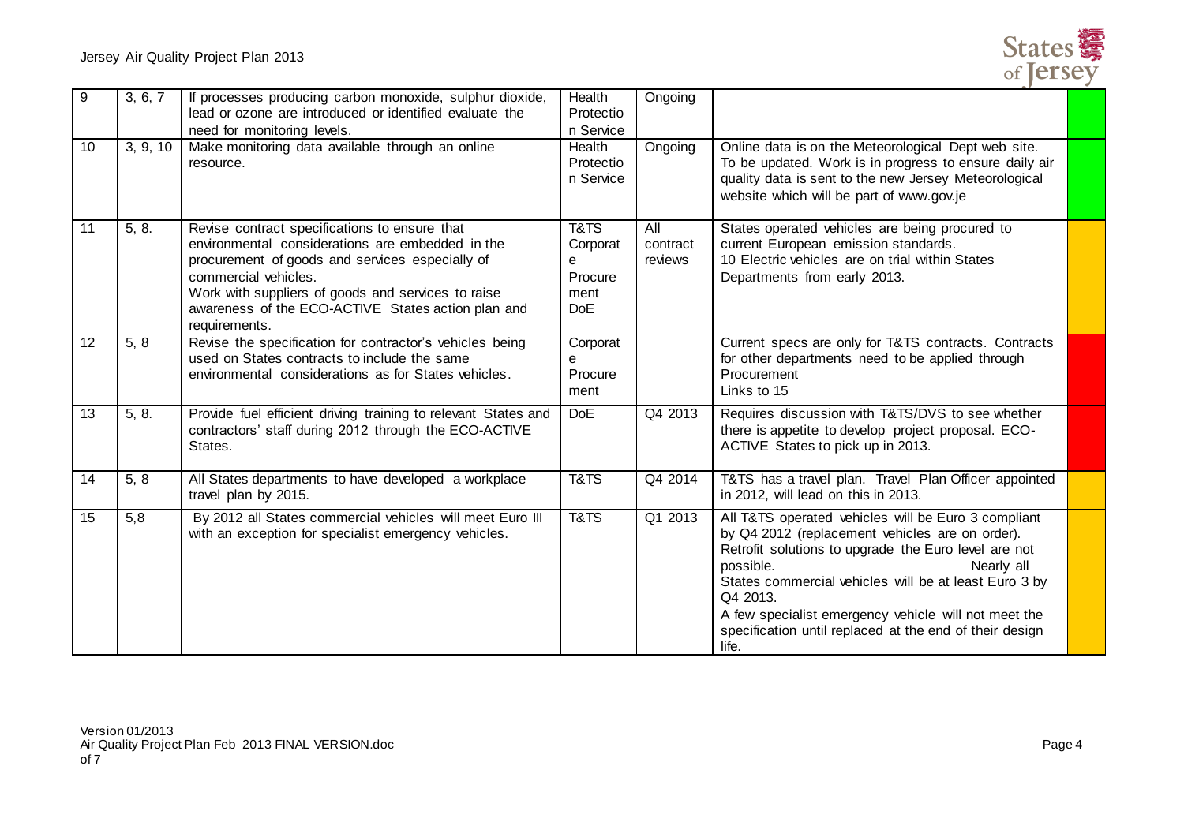| 9 | 3, 6, 7 | If processes producing carbon monoxide, sulphur dioxide, lead or ozone are introduced or identified evaluate the need for monitoring levels. | Health Protection Service | Ongoing | | |
|---|---|---|---|---|---|---|
| 10 | 3, 9, 10 | Make monitoring data available through an online resource. | Health Protection Service | Ongoing | Online data is on the Meteorological Dept web site. To be updated. Work is in progress to ensure daily air quality data is sent to the new Jersey Meteorological website which will be part of www.gov.je | |
| 11 | 5, 8. | Revise contract specifications to ensure that environmental considerations are embedded in the procurement of goods and services especially of commercial vehicles.<br>Work with suppliers of goods and services to raise awareness of the ECO-ACTIVE States action plan and requirements. | T&TS<br>Corporate Procurement<br>DoE | All contract reviews | States operated vehicles are being procured to current European emission standards.<br>10 Electric vehicles are on trial within States Departments from early 2013. | |
| 12 | 5, 8 | Revise the specification for contractor's vehicles being used on States contracts to include the same environmental considerations as for States vehicles. | Corporate Procurement | | Current specs are only for T&TS contracts. Contracts for other departments need to be applied through Procurement<br>Links to 15 | |
| 13 | 5, 8. | Provide fuel efficient driving training to relevant States and contractors' staff during 2012 through the ECO-ACTIVE States. | DoE | Q4 2013 | Requires discussion with T&TS/DVS to see whether there is appetite to develop project proposal. ECO-ACTIVE States to pick up in 2013. | |
| 14 | 5, 8 | All States departments to have developed a workplace travel plan by 2015. | T&TS | Q4 2014 | T&TS has a travel plan. Travel Plan Officer appointed in 2012, will lead on this in 2013. | |
| 15 | 5,8 | By 2012 all States commercial vehicles will meet Euro III with an exception for specialist emergency vehicles. | T&TS | Q1 2013 | All T&TS operated vehicles will be Euro 3 compliant by Q4 2012 (replacement vehicles are on order). Retrofit solutions to upgrade the Euro level are not possible. Nearly all States commercial vehicles will be at least Euro 3 by Q4 2013.<br>A few specialist emergency vehicle will not meet the specification until replaced at the end of their design life. | |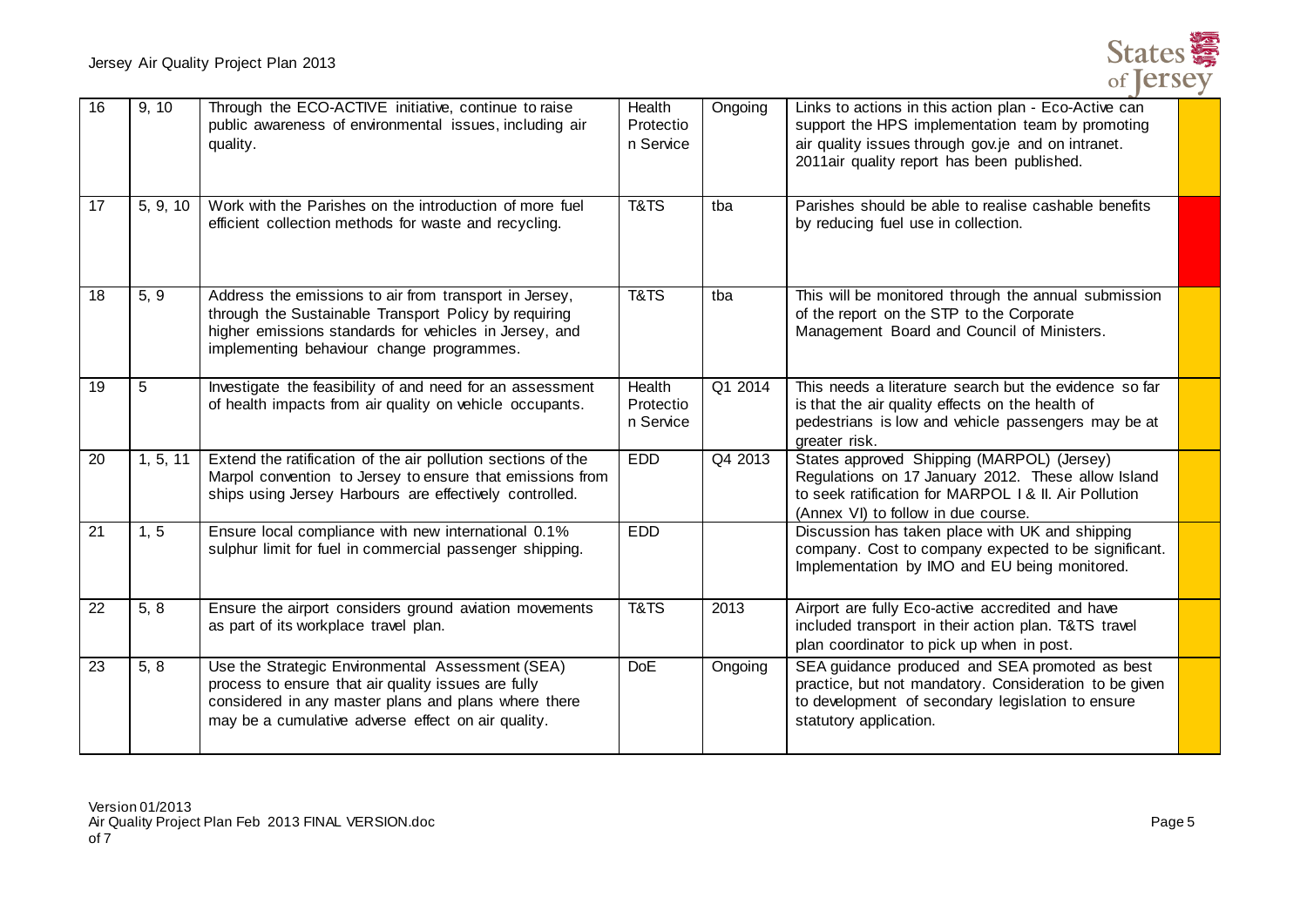| 16 | 9, 10 | Through the ECO-ACTIVE initiative, continue to raise public awareness of environmental issues, including air quality. | Health Protection Service | Ongoing | Links to actions in this action plan - Eco-Active can support the HPS implementation team by promoting air quality issues through gov.je and on intranet. 2011air quality report has been published. | |
|---|---|---|---|---|---|---|
| 17 | 5, 9, 10 | Work with the Parishes on the introduction of more fuel efficient collection methods for waste and recycling. | T&TS | tba | Parishes should be able to realise cashable benefits by reducing fuel use in collection. | |
| 18 | 5, 9 | Address the emissions to air from transport in Jersey, through the Sustainable Transport Policy by requiring higher emissions standards for vehicles in Jersey, and implementing behaviour change programmes. | T&TS | tba | This will be monitored through the annual submission of the report on the STP to the Corporate Management Board and Council of Ministers. | |
| 19 | 5 | Investigate the feasibility of and need for an assessment of health impacts from air quality on vehicle occupants. | Health Protection Service | Q1 2014 | This needs a literature search but the evidence so far is that the air quality effects on the health of pedestrians is low and vehicle passengers may be at greater risk. | |
| 20 | 1, 5, 11 | Extend the ratification of the air pollution sections of the Marpol convention to Jersey to ensure that emissions from ships using Jersey Harbours are effectively controlled. | EDD | Q4 2013 | States approved Shipping (MARPOL) (Jersey) Regulations on 17 January 2012. These allow Island to seek ratification for MARPOL I & II. Air Pollution (Annex VI) to follow in due course. | |
| 21 | 1, 5 | Ensure local compliance with new international 0.1% sulphur limit for fuel in commercial passenger shipping. | EDD | | Discussion has taken place with UK and shipping company. Cost to company expected to be significant. Implementation by IMO and EU being monitored. | |
| 22 | 5, 8 | Ensure the airport considers ground aviation movements as part of its workplace travel plan. | T&TS | 2013 | Airport are fully Eco-active accredited and have included transport in their action plan. T&TS travel plan coordinator to pick up when in post. | |
| 23 | 5, 8 | Use the Strategic Environmental Assessment (SEA) process to ensure that air quality issues are fully considered in any master plans and plans where there may be a cumulative adverse effect on air quality. | DoE | Ongoing | SEA guidance produced and SEA promoted as best practice, but not mandatory. Consideration to be given to development of secondary legislation to ensure statutory application. | |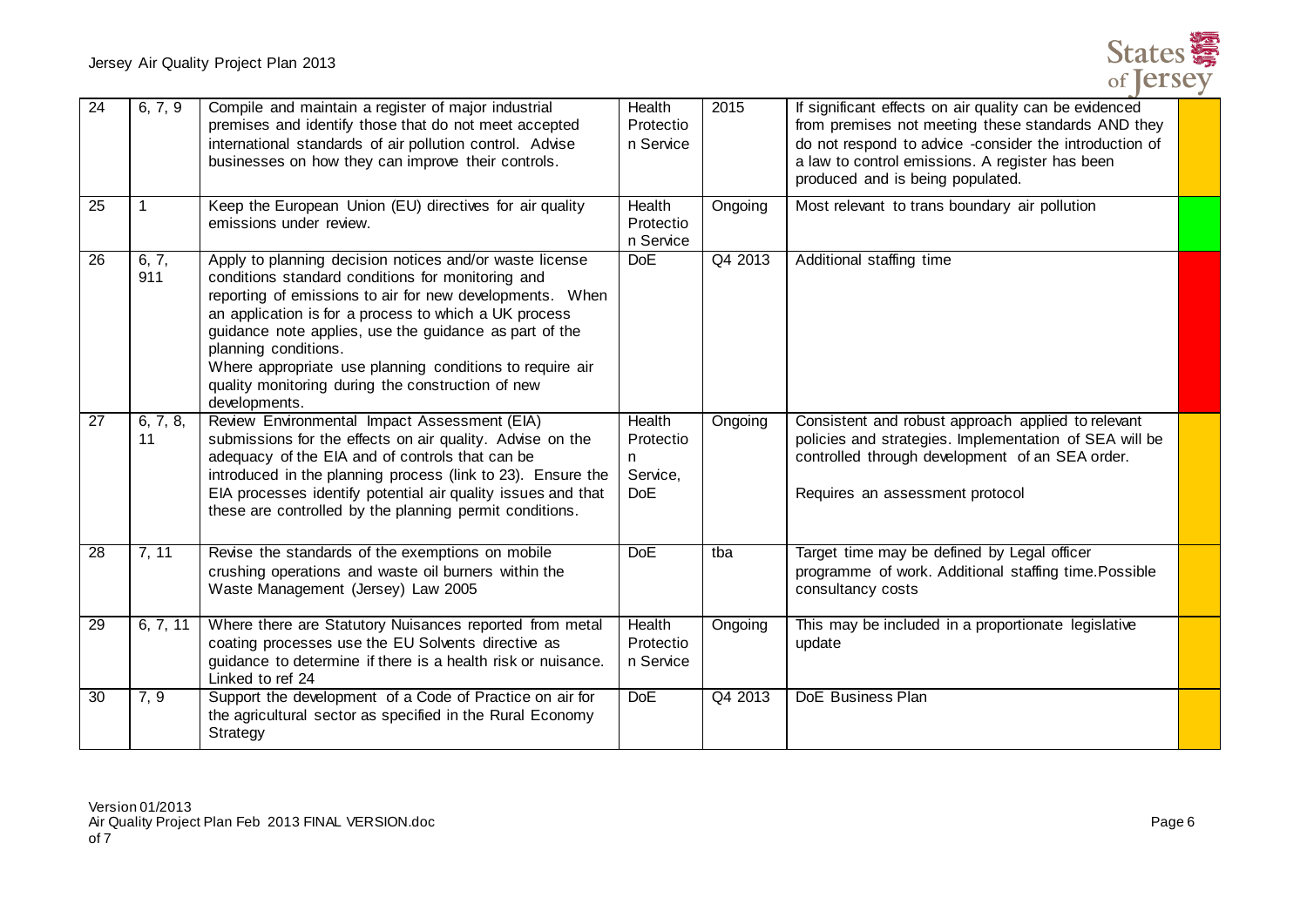| 24 | 6, 7, 9 | Compile and maintain a register of major industrial premises and identify those that do not meet accepted international standards of air pollution control. Advise businesses on how they can improve their controls. | Health Protection Service | 2015 | If significant effects on air quality can be evidenced from premises not meeting these standards AND they do not respond to advice -consider the introduction of a law to control emissions. A register has been produced and is being populated. | |
|---|---|---|---|---|---|---|
| 25 | 1 | Keep the European Union (EU) directives for air quality emissions under review. | Health Protection Service | Ongoing | Most relevant to trans boundary air pollution | |
| 26 | 6, 7, 911 | Apply to planning decision notices and/or waste license conditions standard conditions for monitoring and reporting of emissions to air for new developments. When an application is for a process to which a UK process guidance note applies, use the guidance as part of the planning conditions. Where appropriate use planning conditions to require air quality monitoring during the construction of new developments. | DoE | Q4 2013 | Additional staffing time | |
| 27 | 6, 7, 8, 11 | Review Environmental Impact Assessment (EIA) submissions for the effects on air quality. Advise on the adequacy of the EIA and of controls that can be introduced in the planning process (link to 23). Ensure the EIA processes identify potential air quality issues and that these are controlled by the planning permit conditions. | Health Protection Service, DoE | Ongoing | Consistent and robust approach applied to relevant policies and strategies. Implementation of SEA will be controlled through development of an SEA order.<br><br>Requires an assessment protocol | |
| 28 | 7, 11 | Revise the standards of the exemptions on mobile crushing operations and waste oil burners within the Waste Management (Jersey) Law 2005 | DoE | tba | Target time may be defined by Legal officer programme of work. Additional staffing time.Possible consultancy costs | |
| 29 | 6, 7, 11 | Where there are Statutory Nuisances reported from metal coating processes use the EU Solvents directive as guidance to determine if there is a health risk or nuisance. Linked to ref 24 | Health Protection Service | Ongoing | This may be included in a proportionate legislative update | |
| 30 | 7, 9 | Support the development of a Code of Practice on air for the agricultural sector as specified in the Rural Economy Strategy | DoE | Q4 2013 | DoE Business Plan | |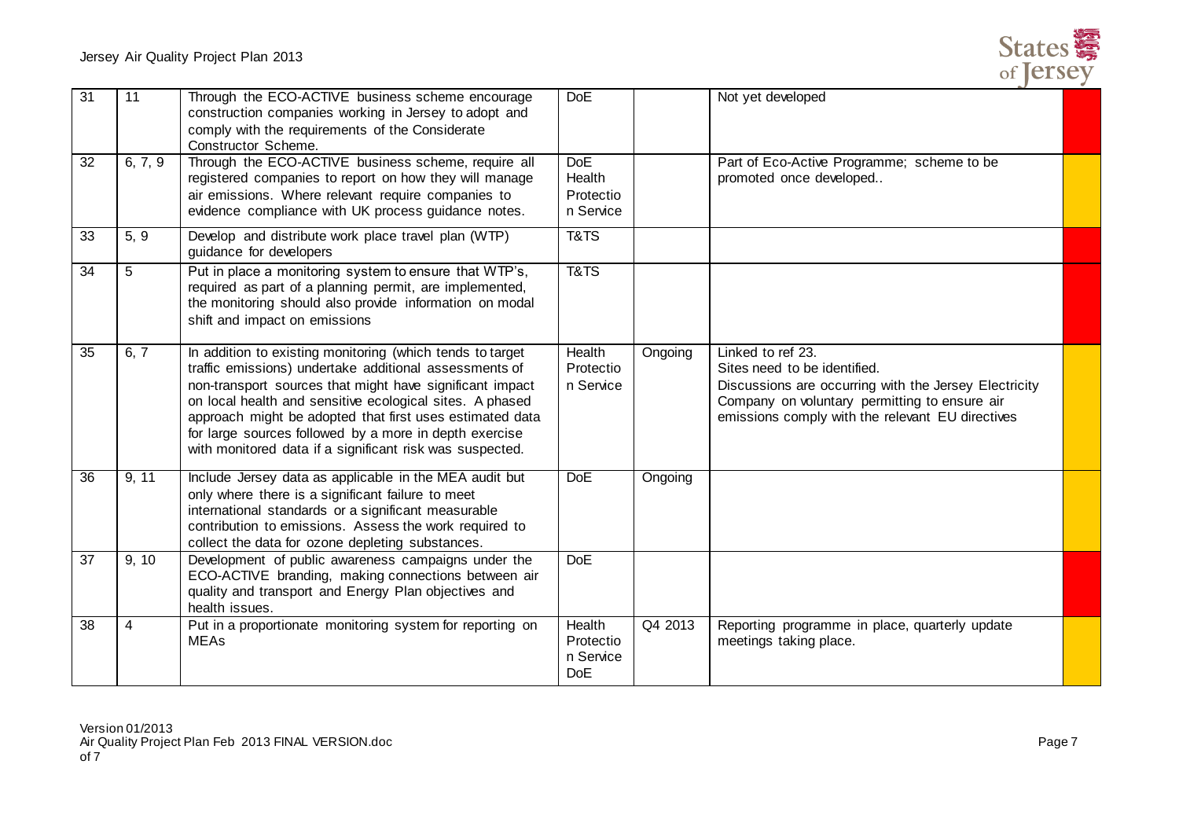| | | | | | | |
|---|---|---|---|---|---|---|
| 31 | 11 | Through the ECO-ACTIVE business scheme encourage construction companies working in Jersey to adopt and comply with the requirements of the Considerate Constructor Scheme. | DoE | | Not yet developed | |
| 32 | 6, 7, 9 | Through the ECO-ACTIVE business scheme, require all registered companies to report on how they will manage air emissions. Where relevant require companies to evidence compliance with UK process guidance notes. | DoE Health Protection Service | | Part of Eco-Active Programme; scheme to be promoted once developed.. | |
| 33 | 5, 9 | Develop and distribute work place travel plan (WTP) guidance for developers | T&TS | | | |
| 34 | 5 | Put in place a monitoring system to ensure that WTP's, required as part of a planning permit, are implemented, the monitoring should also provide information on modal shift and impact on emissions | T&TS | | | |
| 35 | 6, 7 | In addition to existing monitoring (which tends to target traffic emissions) undertake additional assessments of non-transport sources that might have significant impact on local health and sensitive ecological sites. A phased approach might be adopted that first uses estimated data for large sources followed by a more in depth exercise with monitored data if a significant risk was suspected. | Health Protection Service | Ongoing | Linked to ref 23.<br>Sites need to be identified.<br>Discussions are occurring with the Jersey Electricity Company on voluntary permitting to ensure air emissions comply with the relevant EU directives | |
| 36 | 9, 11 | Include Jersey data as applicable in the MEA audit but only where there is a significant failure to meet international standards or a significant measurable contribution to emissions. Assess the work required to collect the data for ozone depleting substances. | DoE | Ongoing | | |
| 37 | 9, 10 | Development of public awareness campaigns under the ECO-ACTIVE branding, making connections between air quality and transport and Energy Plan objectives and health issues. | DoE | | | |
| 38 | 4 | Put in a proportionate monitoring system for reporting on MEAs | Health Protection Service DoE | Q4 2013 | Reporting programme in place, quarterly update meetings taking place. | |

Version 01/2013
Air Quality Project Plan Feb 2013 FINAL VERSION.doc